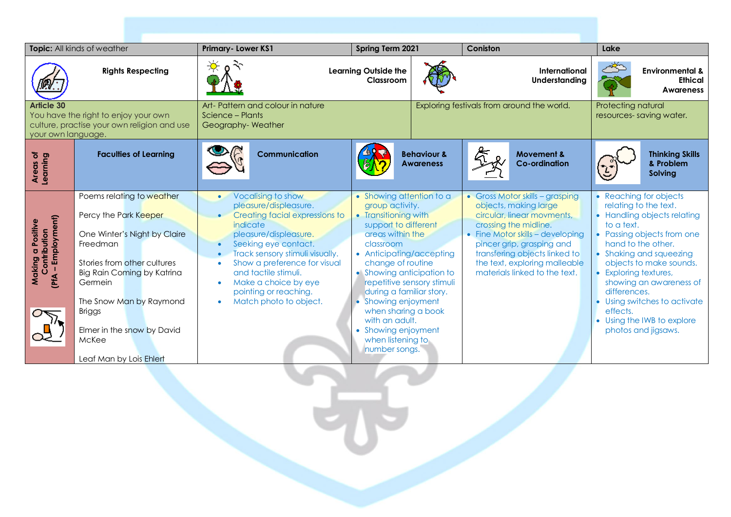| **Topic:** All kinds of weather | | **Primary- Lower KS1** | **Spring Term 2021** | **Coniston** | **Lake** |
|---|---|---|---|---|---|
| **Rights Respecting** | | **Learning Outside the Classroom** | | **International Understanding** | **Environmental & Ethical Awareness** |
| **Article 30**<br>You have the right to enjoy your own culture, practise your own religion and use your own language. | | Art- Pattern and colour in nature<br>Science – Plants<br>Geography- Weather | | Exploring festivals from around the world. | Protecting natural resources- saving water. |

| **Areas of Learning** | **Faculties of Learning** | **Communication** | **Behaviour & Awareness** | **Movement & Co-ordination** | **Thinking Skills & Problem Solving** |
|---|---|---|---|---|---|
| **Making a Positive Contribution (PfA – Employment)** | Poems relating to weather<br><br>Percy the Park Keeper<br><br>One Winter's Night by Claire Freedman<br><br>Stories from other cultures<br>Big Rain Coming by Katrina Germein<br><br>The Snow Man by Raymond Briggs<br><br>Elmer in the snow by David McKee<br><br>Leaf Man by Lois Ehlert | • Vocalising to show pleasure/displeasure.<br>• Creating facial expressions to indicate pleasure/displeasure.<br>• Seeking eye contact.<br>• Track sensory stimuli visually.<br>• Show a preference for visual and tactile stimuli.<br>• Make a choice by eye pointing or reaching.<br>• Match photo to object. | • Showing attention to a group activity.<br>• Transitioning with support to different areas within the classroom<br>• Anticipating/accepting change of routine<br>• Showing anticipation to repetitive sensory stimuli during a familiar story.<br>• Showing enjoyment when sharing a book with an adult.<br>• Showing enjoyment when listening to number songs. | • Gross Motor skills – grasping objects, making large circular, linear movments, crossing the midline.<br>• Fine Motor skills – developing pincer grip, grasping and transfering objects linked to the text, exploring malleable materials linked to the text. | • Reaching for objects relating to the text.<br>• Handling objects relating to a text.<br>• Passing objects from one hand to the other.<br>• Shaking and squeezing objects to make sounds.<br>• Exploring textures, showing an awareness of differences.<br>• Using switches to activate effects.<br>• Using the IWB to explore photos and jigsaws. |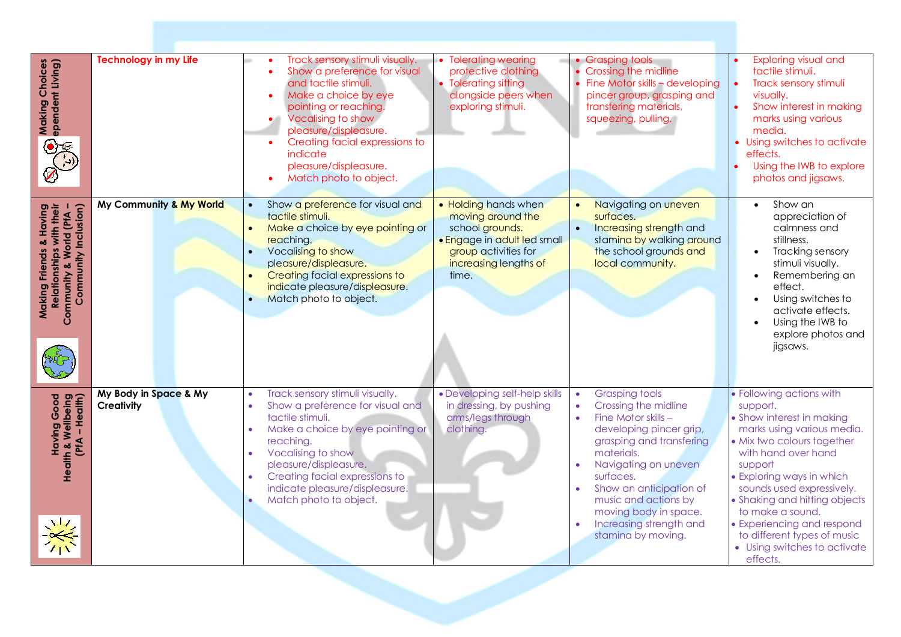| | | | | | |
|---|---|---|---|---|---|
| **Making Choices (Independent Living)** | **Technology in my Life** | • Track sensory stimuli visually.<br>• Show a preference for visual and tactile stimuli.<br>• Make a choice by eye pointing or reaching.<br>• Vocalising to show pleasure/displeasure.<br>• Creating facial expressions to indicate pleasure/displeasure.<br>• Match photo to object. | • Tolerating wearing protective clothing<br>• Tolerating sitting alongside peers when exploring stimuli. | • Grasping tools<br>• Crossing the midline<br>• Fine Motor skills – developing pincer group, grasping and transfering materials, squeezing, pulling. | • Exploring visual and tactile stimuli.<br>• Track sensory stimuli visually.<br>• Show interest in making marks using various media.<br>• Using switches to activate effects.<br>• Using the IWB to explore photos and jigsaws. |
| **Making Friends & Having Relationships with their Community & World (PfA – Community Inclusion)** | **My Community & My World** | • Show a preference for visual and tactile stimuli.<br>• Make a choice by eye pointing or reaching.<br>• Vocalising to show pleasure/displeasure.<br>• Creating facial expressions to indicate pleasure/displeasure.<br>• Match photo to object. | • Holding hands when moving around the school grounds.<br>• Engage in adult led small group activities for increasing lengths of time. | • Navigating on uneven surfaces.<br>• Increasing strength and stamina by walking around the school grounds and local community. | • Show an appreciation of calmness and stillness.<br>• Tracking sensory stimuli visually.<br>• Remembering an effect.<br>• Using switches to activate effects.<br>• Using the IWB to explore photos and jigsaws. |
| **Having Good Health & Wellbeing (PfA – Health)** | **My Body in Space & My Creativity** | • Track sensory stimuli visually.<br>• Show a preference for visual and tactile stimuli.<br>• Make a choice by eye pointing or reaching.<br>• Vocalising to show pleasure/displeasure.<br>• Creating facial expressions to indicate pleasure/displeasure.<br>• Match photo to object. | • Developing self-help skills in dressing, by pushing arms/legs through clothing. | • Grasping tools<br>• Crossing the midline<br>• Fine Motor skills – developing pincer grip, grasping and transfering materials.<br>• Navigating on uneven surfaces.<br>• Show an anticipation of music and actions by moving body in space.<br>• Increasing strength and stamina by moving. | • Following actions with support.<br>• Show interest in making marks using various media.<br>• Mix two colours together with hand over hand support<br>• Exploring ways in which sounds used expressively.<br>• Shaking and hitting objects to make a sound.<br>• Experiencing and respond to different types of music<br>• Using switches to activate effects. |